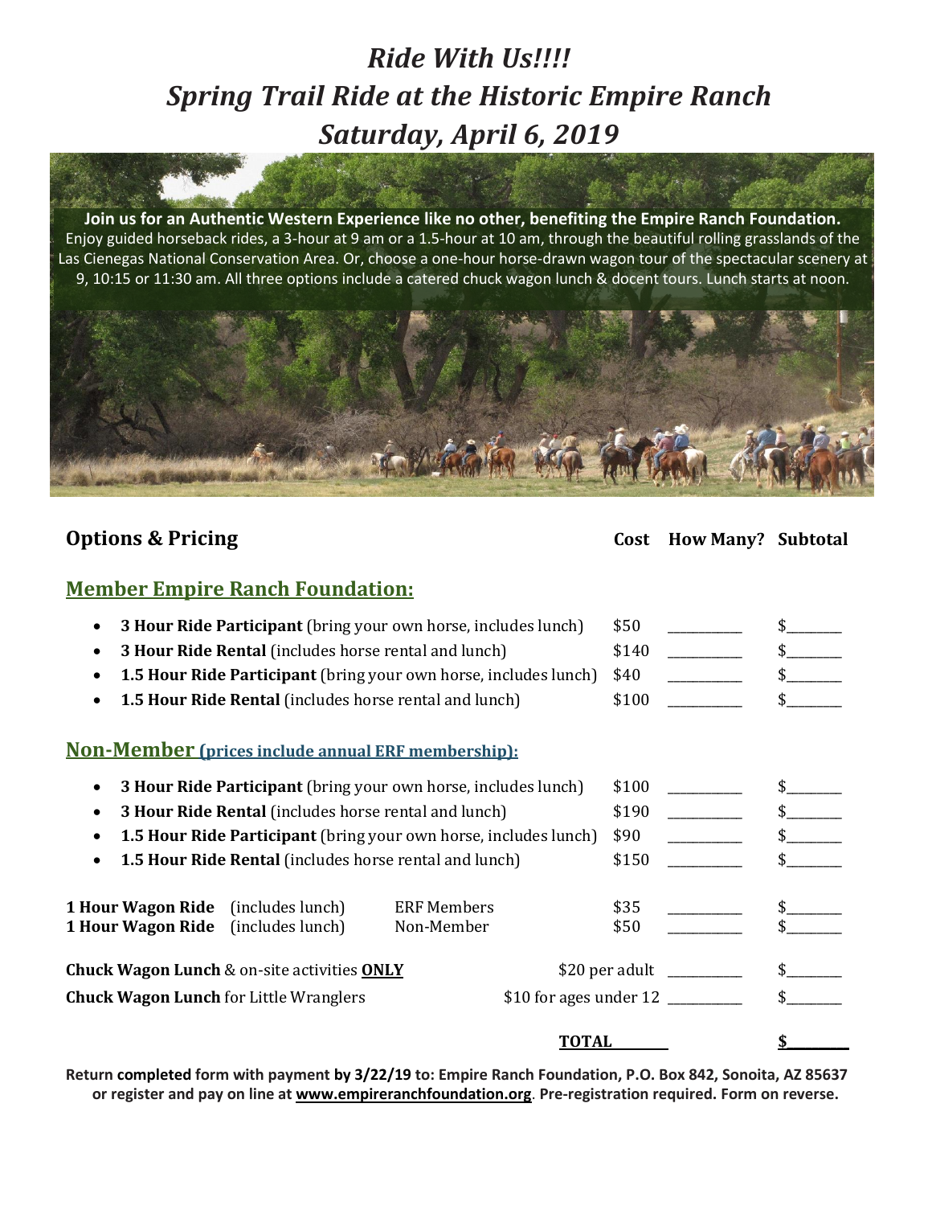# *Ride With Us!!!!*
# *Spring Trail Ride at the Historic Empire Ranch*
# *Saturday, April 6, 2019*

**Join us for an Authentic Western Experience like no other, benefiting the Empire Ranch Foundation.** Enjoy guided horseback rides, a 3-hour at 9 am or a 1.5-hour at 10 am, through the beautiful rolling grasslands of the Las Cienegas National Conservation Area. Or, choose a one-hour horse-drawn wagon tour of the spectacular scenery at 9, 10:15 or 11:30 am. All three options include a catered chuck wagon lunch & docent tours. Lunch starts at noon.

## Options & Pricing

| | Cost | How Many? | Subtotal |
|---|---|---|---|
| **Member Empire Ranch Foundation:** | | | |
| • **3 Hour Ride Participant** (bring your own horse, includes lunch) | $50 | _________ | $_______ |
| • **3 Hour Ride Rental** (includes horse rental and lunch) | $140 | _________ | $_______ |
| • **1.5 Hour Ride Participant** (bring your own horse, includes lunch) | $40 | _________ | $_______ |
| • **1.5 Hour Ride Rental** (includes horse rental and lunch) | $100 | _________ | $_______ |
| **Non-Member (prices include annual ERF membership):** | | | |
| • **3 Hour Ride Participant** (bring your own horse, includes lunch) | $100 | _________ | $_______ |
| • **3 Hour Ride Rental** (includes horse rental and lunch) | $190 | _________ | $_______ |
| • **1.5 Hour Ride Participant** (bring your own horse, includes lunch) | $90 | _________ | $_______ |
| • **1.5 Hour Ride Rental** (includes horse rental and lunch) | $150 | _________ | $_______ |
| **1 Hour Wagon Ride** (includes lunch) ERF Members | $35 | _________ | $_______ |
| **1 Hour Wagon Ride** (includes lunch) Non-Member | $50 | _________ | $_______ |
| **Chuck Wagon Lunch** & on-site activities **ONLY** | $20 per adult | _________ | $_______ |
| **Chuck Wagon Lunch** for Little Wranglers | $10 for ages under 12 | _________ | $_______ |
| | | **TOTAL** | **$_______** |

**Return completed form with payment by 3/22/19 to: Empire Ranch Foundation, P.O. Box 842, Sonoita, AZ 85637 or register and pay on line at www.empireranchfoundation.org. Pre-registration required. Form on reverse.**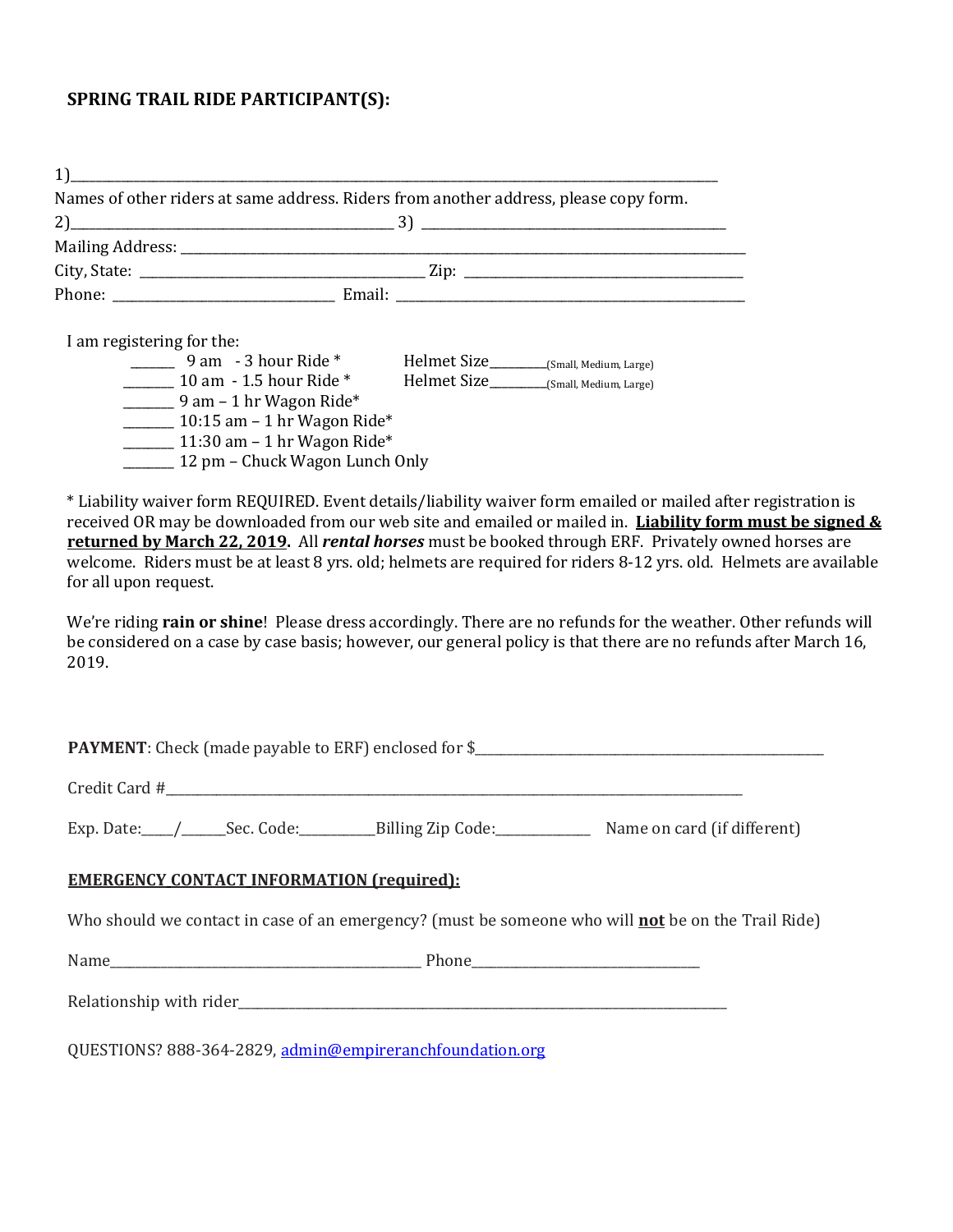## SPRING TRAIL RIDE PARTICIPANT(S):

1)___________________________________________________________________________________________

Names of other riders at same address. Riders from another address, please copy form.

2)_____________________________________________ 3) ____________________________________________

Mailing Address: ________________________________________________________________________________

City, State: ________________________________________ Zip: ________________________________________

Phone: ______________________________ Email: ________________________________________________

I am registering for the:

______ 9 am - 3 hour Ride * Helmet Size_________(Small, Medium, Large)

_______ 10 am - 1.5 hour Ride * Helmet Size_________(Small, Medium, Large)

_______ 9 am – 1 hr Wagon Ride*

_______ 10:15 am – 1 hr Wagon Ride*

_______ 11:30 am – 1 hr Wagon Ride*

_______ 12 pm – Chuck Wagon Lunch Only

* Liability waiver form REQUIRED. Event details/liability waiver form emailed or mailed after registration is received OR may be downloaded from our web site and emailed or mailed in. **Liability form must be signed & returned by March 22, 2019.** All ***rental horses*** must be booked through ERF. Privately owned horses are welcome. Riders must be at least 8 yrs. old; helmets are required for riders 8-12 yrs. old. Helmets are available for all upon request.

We're riding **rain or shine**! Please dress accordingly. There are no refunds for the weather. Other refunds will be considered on a case by case basis; however, our general policy is that there are no refunds after March 16, 2019.

**PAYMENT**: Check (made payable to ERF) enclosed for $__________________________________________________

Credit Card #_____________________________________________________________________________________

Exp. Date:____/______Sec. Code:__________Billing Zip Code:_____________ Name on card (if different)

**EMERGENCY CONTACT INFORMATION (required):**

Who should we contact in case of an emergency? (must be someone who will **not** be on the Trail Ride)

Name____________________________________________ Phone________________________________

Relationship with rider_______________________________________________________________________

QUESTIONS? 888-364-2829, admin@empireranchfoundation.org